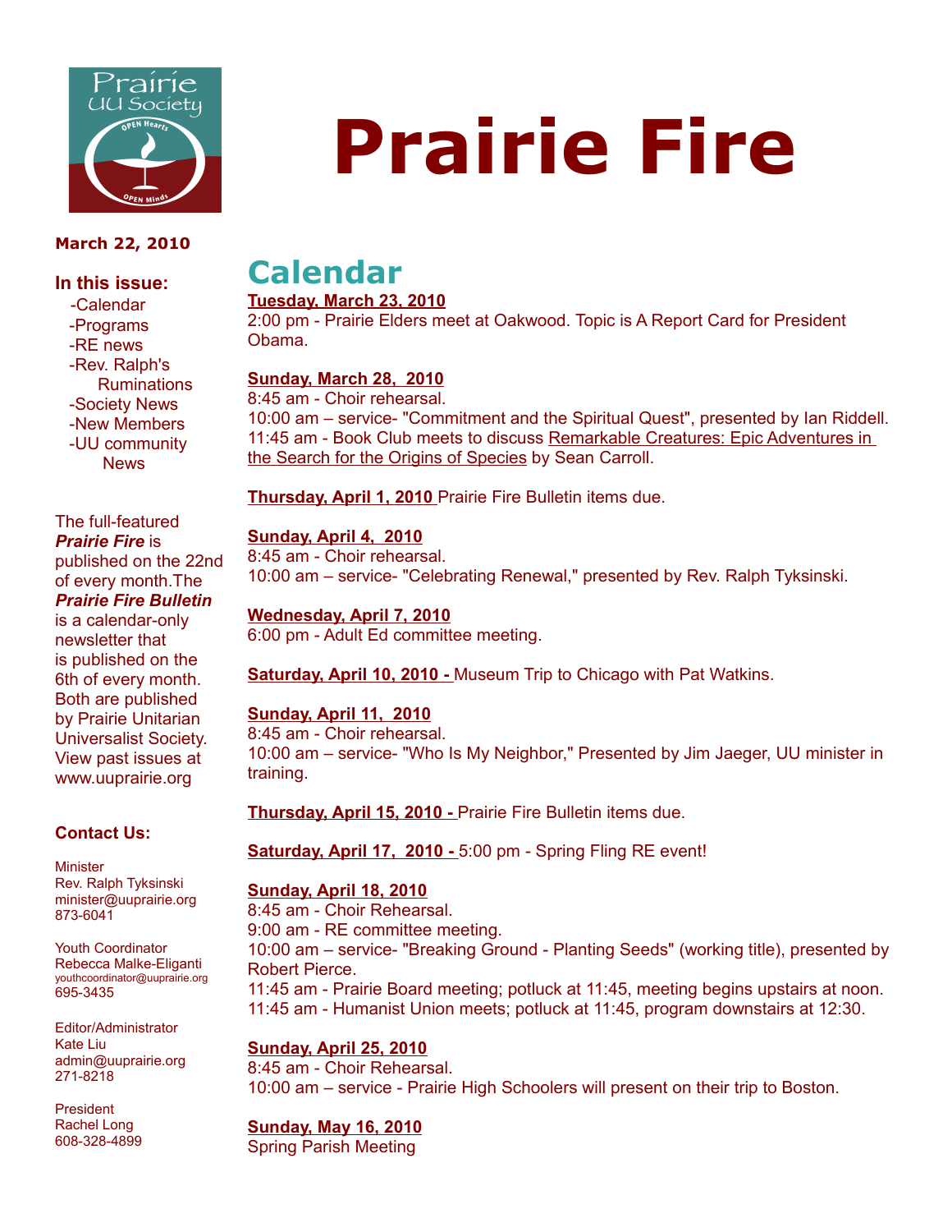# Prairie Fire

**March 22, 2010**

### In this issue:

- -Calendar
- -Programs
- -RE news
- -Rev. Ralph's Ruminations
- -Society News
- -New Members
- -UU community News

The full-featured ***Prairie Fire*** is published on the 22nd of every month.The ***Prairie Fire Bulletin*** is a calendar-only newsletter that is published on the 6th of every month. Both are published by Prairie Unitarian Universalist Society. View past issues at www.uuprairie.org

### Contact Us:

Minister
Rev. Ralph Tyksinski
minister@uuprairie.org
873-6041

Youth Coordinator
Rebecca Malke-Eliganti
youthcoordinator@uuprairie.org
695-3435

Editor/Administrator
Kate Liu
admin@uuprairie.org
271-8218

President
Rachel Long
608-328-4899

## Calendar

**Tuesday, March 23, 2010**
2:00 pm - Prairie Elders meet at Oakwood. Topic is A Report Card for President Obama.

**Sunday, March 28, 2010**
8:45 am - Choir rehearsal.
10:00 am – service- "Commitment and the Spiritual Quest", presented by Ian Riddell.
11:45 am - Book Club meets to discuss Remarkable Creatures: Epic Adventures in the Search for the Origins of Species by Sean Carroll.

**Thursday, April 1, 2010** Prairie Fire Bulletin items due.

**Sunday, April 4, 2010**
8:45 am - Choir rehearsal.
10:00 am – service- "Celebrating Renewal," presented by Rev. Ralph Tyksinski.

**Wednesday, April 7, 2010**
6:00 pm - Adult Ed committee meeting.

**Saturday, April 10, 2010 -** Museum Trip to Chicago with Pat Watkins.

**Sunday, April 11, 2010**
8:45 am - Choir rehearsal.
10:00 am – service- "Who Is My Neighbor," Presented by Jim Jaeger, UU minister in training.

**Thursday, April 15, 2010 -** Prairie Fire Bulletin items due.

**Saturday, April 17, 2010 -** 5:00 pm - Spring Fling RE event!

**Sunday, April 18, 2010**
8:45 am - Choir Rehearsal.
9:00 am - RE committee meeting.
10:00 am – service- "Breaking Ground - Planting Seeds" (working title), presented by Robert Pierce.
11:45 am - Prairie Board meeting; potluck at 11:45, meeting begins upstairs at noon.
11:45 am - Humanist Union meets; potluck at 11:45, program downstairs at 12:30.

**Sunday, April 25, 2010**
8:45 am - Choir Rehearsal.
10:00 am – service - Prairie High Schoolers will present on their trip to Boston.

**Sunday, May 16, 2010**
Spring Parish Meeting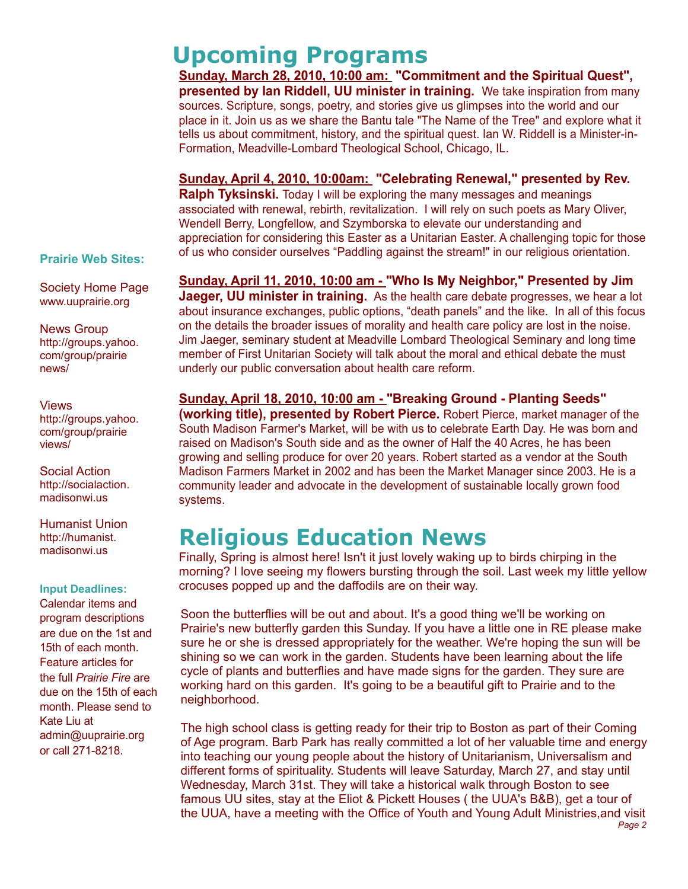# Upcoming Programs

**Sunday, March 28, 2010, 10:00 am: "Commitment and the Spiritual Quest", presented by Ian Riddell, UU minister in training.** We take inspiration from many sources. Scripture, songs, poetry, and stories give us glimpses into the world and our place in it. Join us as we share the Bantu tale "The Name of the Tree" and explore what it tells us about commitment, history, and the spiritual quest. Ian W. Riddell is a Minister-in-Formation, Meadville-Lombard Theological School, Chicago, IL.

**Sunday, April 4, 2010, 10:00am: "Celebrating Renewal," presented by Rev. Ralph Tyksinski.** Today I will be exploring the many messages and meanings associated with renewal, rebirth, revitalization. I will rely on such poets as Mary Oliver, Wendell Berry, Longfellow, and Szymborska to elevate our understanding and appreciation for considering this Easter as a Unitarian Easter. A challenging topic for those of us who consider ourselves "Paddling against the stream!" in our religious orientation.

**Sunday, April 11, 2010, 10:00 am - "Who Is My Neighbor," Presented by Jim Jaeger, UU minister in training.** As the health care debate progresses, we hear a lot about insurance exchanges, public options, "death panels" and the like. In all of this focus on the details the broader issues of morality and health care policy are lost in the noise. Jim Jaeger, seminary student at Meadville Lombard Theological Seminary and long time member of First Unitarian Society will talk about the moral and ethical debate the must underly our public conversation about health care reform.

**Sunday, April 18, 2010, 10:00 am - "Breaking Ground - Planting Seeds" (working title), presented by Robert Pierce.** Robert Pierce, market manager of the South Madison Farmer's Market, will be with us to celebrate Earth Day. He was born and raised on Madison's South side and as the owner of Half the 40 Acres, he has been growing and selling produce for over 20 years. Robert started as a vendor at the South Madison Farmers Market in 2002 and has been the Market Manager since 2003. He is a community leader and advocate in the development of sustainable locally grown food systems.

# Religious Education News

Finally, Spring is almost here! Isn't it just lovely waking up to birds chirping in the morning? I love seeing my flowers bursting through the soil. Last week my little yellow crocuses popped up and the daffodils are on their way.

Soon the butterflies will be out and about. It's a good thing we'll be working on Prairie's new butterfly garden this Sunday. If you have a little one in RE please make sure he or she is dressed appropriately for the weather. We're hoping the sun will be shining so we can work in the garden. Students have been learning about the life cycle of plants and butterflies and have made signs for the garden. They sure are working hard on this garden. It's going to be a beautiful gift to Prairie and to the neighborhood.

The high school class is getting ready for their trip to Boston as part of their Coming of Age program. Barb Park has really committed a lot of her valuable time and energy into teaching our young people about the history of Unitarianism, Universalism and different forms of spirituality. Students will leave Saturday, March 27, and stay until Wednesday, March 31st. They will take a historical walk through Boston to see famous UU sites, stay at the Eliot & Pickett Houses ( the UUA's B&B), get a tour of the UUA, have a meeting with the Office of Youth and Young Adult Ministries,and visit

**Prairie Web Sites:**

Society Home Page
www.uuprairie.org

News Group
http://groups.yahoo.com/group/prairienews/

Views
http://groups.yahoo.com/group/prairieviews/

Social Action
http://socialaction.madisonwi.us

Humanist Union
http://humanist.madisonwi.us

**Input Deadlines:**

Calendar items and program descriptions are due on the 1st and 15th of each month. Feature articles for the full *Prairie Fire* are due on the 15th of each month. Please send to Kate Liu at admin@uuprairie.org or call 271-8218.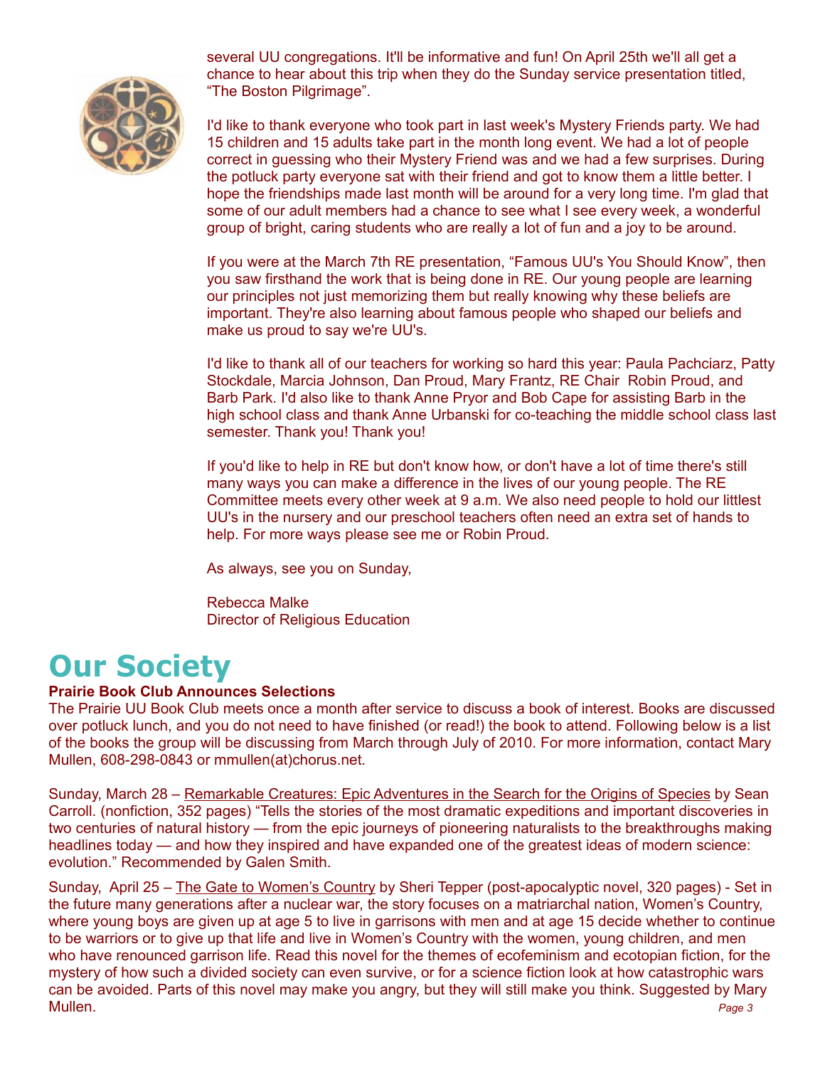several UU congregations. It'll be informative and fun! On April 25th we'll all get a chance to hear about this trip when they do the Sunday service presentation titled, “The Boston Pilgrimage”.

I'd like to thank everyone who took part in last week's Mystery Friends party. We had 15 children and 15 adults take part in the month long event. We had a lot of people correct in guessing who their Mystery Friend was and we had a few surprises. During the potluck party everyone sat with their friend and got to know them a little better. I hope the friendships made last month will be around for a very long time. I'm glad that some of our adult members had a chance to see what I see every week, a wonderful group of bright, caring students who are really a lot of fun and a joy to be around.

If you were at the March 7th RE presentation, “Famous UU's You Should Know”, then you saw firsthand the work that is being done in RE. Our young people are learning our principles not just memorizing them but really knowing why these beliefs are important. They're also learning about famous people who shaped our beliefs and make us proud to say we're UU's.

I'd like to thank all of our teachers for working so hard this year: Paula Pachciarz, Patty Stockdale, Marcia Johnson, Dan Proud, Mary Frantz, RE Chair Robin Proud, and Barb Park. I'd also like to thank Anne Pryor and Bob Cape for assisting Barb in the high school class and thank Anne Urbanski for co-teaching the middle school class last semester. Thank you! Thank you!

If you'd like to help in RE but don't know how, or don't have a lot of time there's still many ways you can make a difference in the lives of our young people. The RE Committee meets every other week at 9 a.m. We also need people to hold our littlest UU's in the nursery and our preschool teachers often need an extra set of hands to help. For more ways please see me or Robin Proud.

As always, see you on Sunday,

Rebecca Malke
Director of Religious Education

# Our Society

**Prairie Book Club Announces Selections**

The Prairie UU Book Club meets once a month after service to discuss a book of interest. Books are discussed over potluck lunch, and you do not need to have finished (or read!) the book to attend. Following below is a list of the books the group will be discussing from March through July of 2010. For more information, contact Mary Mullen, 608-298-0843 or mmullen(at)chorus.net.

Sunday, March 28 – Remarkable Creatures: Epic Adventures in the Search for the Origins of Species by Sean Carroll. (nonfiction, 352 pages) “Tells the stories of the most dramatic expeditions and important discoveries in two centuries of natural history — from the epic journeys of pioneering naturalists to the breakthroughs making headlines today — and how they inspired and have expanded one of the greatest ideas of modern science: evolution.” Recommended by Galen Smith.

Sunday, April 25 – The Gate to Women's Country by Sheri Tepper (post-apocalyptic novel, 320 pages) - Set in the future many generations after a nuclear war, the story focuses on a matriarchal nation, Women's Country, where young boys are given up at age 5 to live in garrisons with men and at age 15 decide whether to continue to be warriors or to give up that life and live in Women's Country with the women, young children, and men who have renounced garrison life. Read this novel for the themes of ecofeminism and ecotopian fiction, for the mystery of how such a divided society can even survive, or for a science fiction look at how catastrophic wars can be avoided. Parts of this novel may make you angry, but they will still make you think. Suggested by Mary Mullen.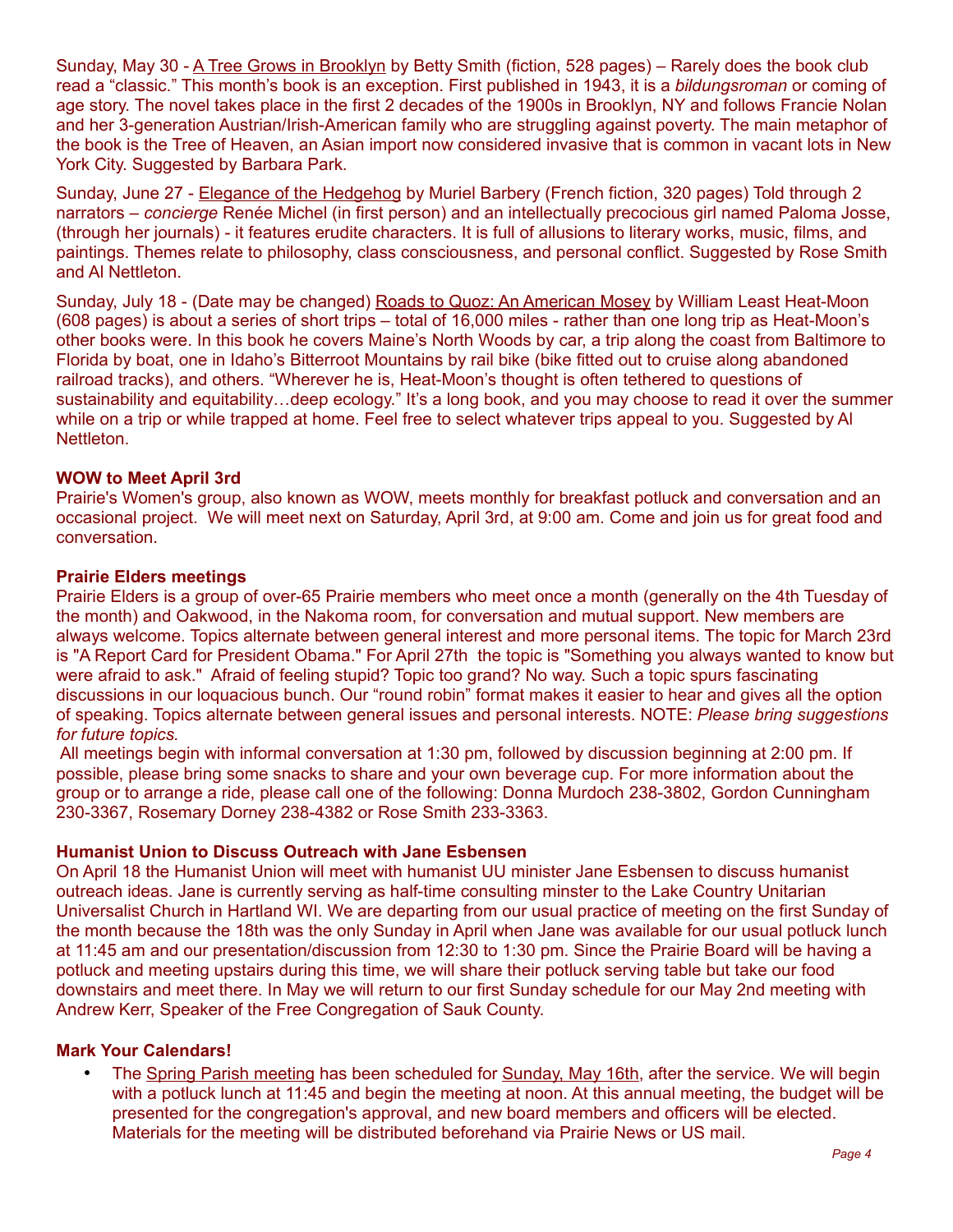Sunday, May 30 - A Tree Grows in Brooklyn by Betty Smith (fiction, 528 pages) – Rarely does the book club read a "classic." This month's book is an exception. First published in 1943, it is a *bildungsroman* or coming of age story. The novel takes place in the first 2 decades of the 1900s in Brooklyn, NY and follows Francie Nolan and her 3-generation Austrian/Irish-American family who are struggling against poverty. The main metaphor of the book is the Tree of Heaven, an Asian import now considered invasive that is common in vacant lots in New York City. Suggested by Barbara Park.

Sunday, June 27 - Elegance of the Hedgehog by Muriel Barbery (French fiction, 320 pages) Told through 2 narrators – *concierge* Renée Michel (in first person) and an intellectually precocious girl named Paloma Josse, (through her journals) - it features erudite characters. It is full of allusions to literary works, music, films, and paintings. Themes relate to philosophy, class consciousness, and personal conflict. Suggested by Rose Smith and Al Nettleton.

Sunday, July 18 - (Date may be changed) Roads to Quoz: An American Mosey by William Least Heat-Moon (608 pages) is about a series of short trips – total of 16,000 miles - rather than one long trip as Heat-Moon's other books were. In this book he covers Maine's North Woods by car, a trip along the coast from Baltimore to Florida by boat, one in Idaho's Bitterroot Mountains by rail bike (bike fitted out to cruise along abandoned railroad tracks), and others. "Wherever he is, Heat-Moon's thought is often tethered to questions of sustainability and equitability…deep ecology." It's a long book, and you may choose to read it over the summer while on a trip or while trapped at home. Feel free to select whatever trips appeal to you. Suggested by Al Nettleton.

**WOW to Meet April 3rd**

Prairie's Women's group, also known as WOW, meets monthly for breakfast potluck and conversation and an occasional project. We will meet next on Saturday, April 3rd, at 9:00 am. Come and join us for great food and conversation.

**Prairie Elders meetings**

Prairie Elders is a group of over-65 Prairie members who meet once a month (generally on the 4th Tuesday of the month) and Oakwood, in the Nakoma room, for conversation and mutual support. New members are always welcome. Topics alternate between general interest and more personal items. The topic for March 23rd is "A Report Card for President Obama." For April 27th the topic is "Something you always wanted to know but were afraid to ask." Afraid of feeling stupid? Topic too grand? No way. Such a topic spurs fascinating discussions in our loquacious bunch. Our "round robin" format makes it easier to hear and gives all the option of speaking. Topics alternate between general issues and personal interests. NOTE: *Please bring suggestions for future topics.*

All meetings begin with informal conversation at 1:30 pm, followed by discussion beginning at 2:00 pm. If possible, please bring some snacks to share and your own beverage cup. For more information about the group or to arrange a ride, please call one of the following: Donna Murdoch 238-3802, Gordon Cunningham 230-3367, Rosemary Dorney 238-4382 or Rose Smith 233-3363.

**Humanist Union to Discuss Outreach with Jane Esbensen**

On April 18 the Humanist Union will meet with humanist UU minister Jane Esbensen to discuss humanist outreach ideas. Jane is currently serving as half-time consulting minster to the Lake Country Unitarian Universalist Church in Hartland WI. We are departing from our usual practice of meeting on the first Sunday of the month because the 18th was the only Sunday in April when Jane was available for our usual potluck lunch at 11:45 am and our presentation/discussion from 12:30 to 1:30 pm. Since the Prairie Board will be having a potluck and meeting upstairs during this time, we will share their potluck serving table but take our food downstairs and meet there. In May we will return to our first Sunday schedule for our May 2nd meeting with Andrew Kerr, Speaker of the Free Congregation of Sauk County.

**Mark Your Calendars!**

- The Spring Parish meeting has been scheduled for Sunday, May 16th, after the service. We will begin with a potluck lunch at 11:45 and begin the meeting at noon. At this annual meeting, the budget will be presented for the congregation's approval, and new board members and officers will be elected. Materials for the meeting will be distributed beforehand via Prairie News or US mail.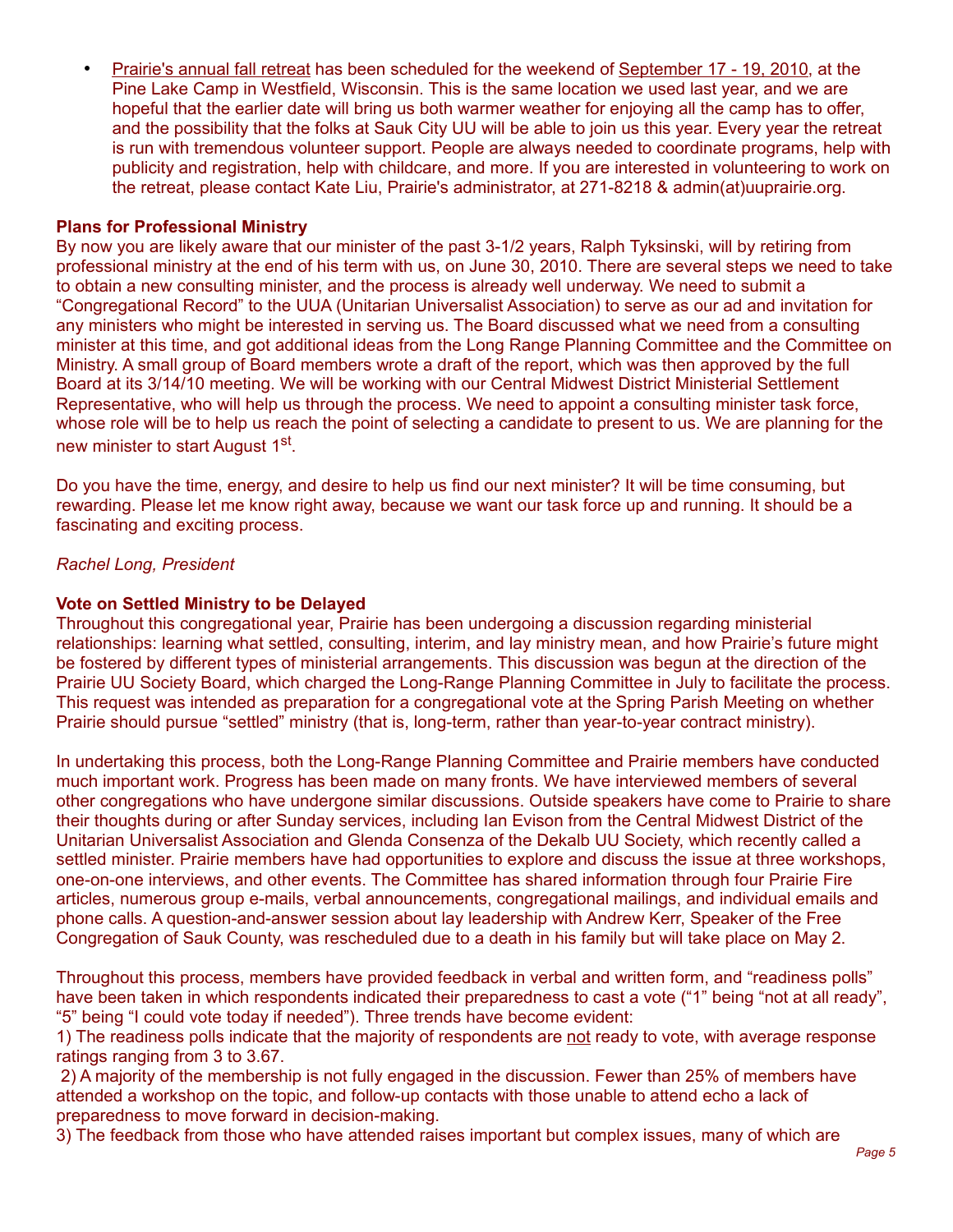- Prairie's annual fall retreat has been scheduled for the weekend of September 17 - 19, 2010, at the Pine Lake Camp in Westfield, Wisconsin. This is the same location we used last year, and we are hopeful that the earlier date will bring us both warmer weather for enjoying all the camp has to offer, and the possibility that the folks at Sauk City UU will be able to join us this year. Every year the retreat is run with tremendous volunteer support. People are always needed to coordinate programs, help with publicity and registration, help with childcare, and more. If you are interested in volunteering to work on the retreat, please contact Kate Liu, Prairie's administrator, at 271-8218 & admin(at)uuprairie.org.

**Plans for Professional Ministry**

By now you are likely aware that our minister of the past 3-1/2 years, Ralph Tyksinski, will by retiring from professional ministry at the end of his term with us, on June 30, 2010. There are several steps we need to take to obtain a new consulting minister, and the process is already well underway. We need to submit a "Congregational Record" to the UUA (Unitarian Universalist Association) to serve as our ad and invitation for any ministers who might be interested in serving us. The Board discussed what we need from a consulting minister at this time, and got additional ideas from the Long Range Planning Committee and the Committee on Ministry. A small group of Board members wrote a draft of the report, which was then approved by the full Board at its 3/14/10 meeting. We will be working with our Central Midwest District Ministerial Settlement Representative, who will help us through the process. We need to appoint a consulting minister task force, whose role will be to help us reach the point of selecting a candidate to present to us. We are planning for the new minister to start August 1st.

Do you have the time, energy, and desire to help us find our next minister? It will be time consuming, but rewarding. Please let me know right away, because we want our task force up and running. It should be a fascinating and exciting process.

*Rachel Long, President*

**Vote on Settled Ministry to be Delayed**

Throughout this congregational year, Prairie has been undergoing a discussion regarding ministerial relationships: learning what settled, consulting, interim, and lay ministry mean, and how Prairie's future might be fostered by different types of ministerial arrangements. This discussion was begun at the direction of the Prairie UU Society Board, which charged the Long-Range Planning Committee in July to facilitate the process. This request was intended as preparation for a congregational vote at the Spring Parish Meeting on whether Prairie should pursue "settled" ministry (that is, long-term, rather than year-to-year contract ministry).

In undertaking this process, both the Long-Range Planning Committee and Prairie members have conducted much important work. Progress has been made on many fronts. We have interviewed members of several other congregations who have undergone similar discussions. Outside speakers have come to Prairie to share their thoughts during or after Sunday services, including Ian Evison from the Central Midwest District of the Unitarian Universalist Association and Glenda Consenza of the Dekalb UU Society, which recently called a settled minister. Prairie members have had opportunities to explore and discuss the issue at three workshops, one-on-one interviews, and other events. The Committee has shared information through four Prairie Fire articles, numerous group e-mails, verbal announcements, congregational mailings, and individual emails and phone calls. A question-and-answer session about lay leadership with Andrew Kerr, Speaker of the Free Congregation of Sauk County, was rescheduled due to a death in his family but will take place on May 2.

Throughout this process, members have provided feedback in verbal and written form, and "readiness polls" have been taken in which respondents indicated their preparedness to cast a vote ("1" being "not at all ready", "5" being "I could vote today if needed"). Three trends have become evident:

1) The readiness polls indicate that the majority of respondents are not ready to vote, with average response ratings ranging from 3 to 3.67.

2) A majority of the membership is not fully engaged in the discussion. Fewer than 25% of members have attended a workshop on the topic, and follow-up contacts with those unable to attend echo a lack of preparedness to move forward in decision-making.

3) The feedback from those who have attended raises important but complex issues, many of which are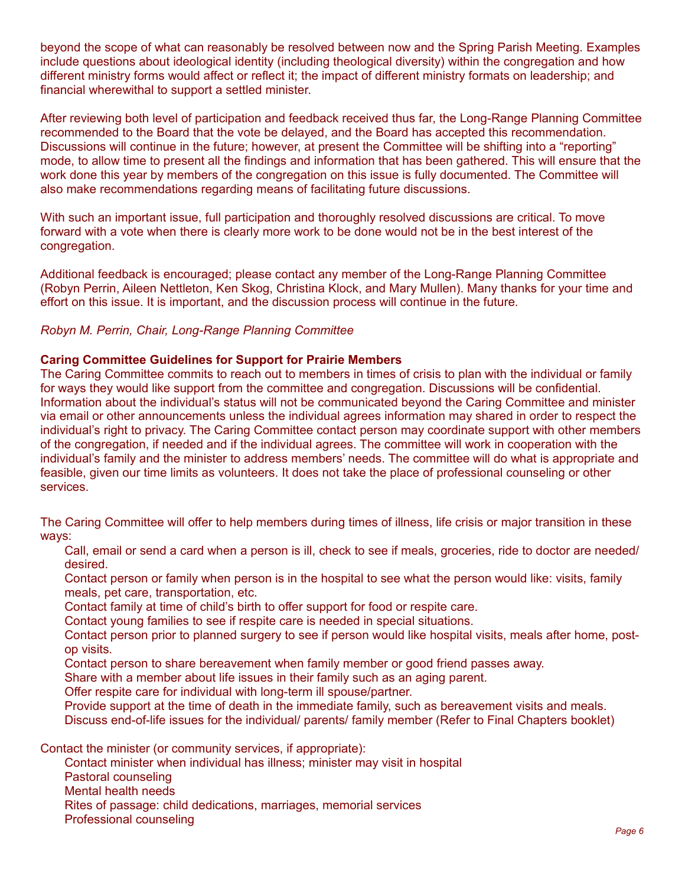beyond the scope of what can reasonably be resolved between now and the Spring Parish Meeting. Examples include questions about ideological identity (including theological diversity) within the congregation and how different ministry forms would affect or reflect it; the impact of different ministry formats on leadership; and financial wherewithal to support a settled minister.

After reviewing both level of participation and feedback received thus far, the Long-Range Planning Committee recommended to the Board that the vote be delayed, and the Board has accepted this recommendation. Discussions will continue in the future; however, at present the Committee will be shifting into a "reporting" mode, to allow time to present all the findings and information that has been gathered. This will ensure that the work done this year by members of the congregation on this issue is fully documented. The Committee will also make recommendations regarding means of facilitating future discussions.

With such an important issue, full participation and thoroughly resolved discussions are critical. To move forward with a vote when there is clearly more work to be done would not be in the best interest of the congregation.

Additional feedback is encouraged; please contact any member of the Long-Range Planning Committee (Robyn Perrin, Aileen Nettleton, Ken Skog, Christina Klock, and Mary Mullen). Many thanks for your time and effort on this issue. It is important, and the discussion process will continue in the future.

*Robyn M. Perrin, Chair, Long-Range Planning Committee*

**Caring Committee Guidelines for Support for Prairie Members**

The Caring Committee commits to reach out to members in times of crisis to plan with the individual or family for ways they would like support from the committee and congregation. Discussions will be confidential. Information about the individual's status will not be communicated beyond the Caring Committee and minister via email or other announcements unless the individual agrees information may shared in order to respect the individual's right to privacy. The Caring Committee contact person may coordinate support with other members of the congregation, if needed and if the individual agrees. The committee will work in cooperation with the individual's family and the minister to address members' needs. The committee will do what is appropriate and feasible, given our time limits as volunteers. It does not take the place of professional counseling or other services.

The Caring Committee will offer to help members during times of illness, life crisis or major transition in these ways:

- Call, email or send a card when a person is ill, check to see if meals, groceries, ride to doctor are needed/ desired.
- Contact person or family when person is in the hospital to see what the person would like: visits, family meals, pet care, transportation, etc.
- Contact family at time of child's birth to offer support for food or respite care.
- Contact young families to see if respite care is needed in special situations.
- Contact person prior to planned surgery to see if person would like hospital visits, meals after home, post-op visits.
- Contact person to share bereavement when family member or good friend passes away.
- Share with a member about life issues in their family such as an aging parent.
- Offer respite care for individual with long-term ill spouse/partner.
- Provide support at the time of death in the immediate family, such as bereavement visits and meals.
- Discuss end-of-life issues for the individual/ parents/ family member (Refer to Final Chapters booklet)

Contact the minister (or community services, if appropriate):

- Contact minister when individual has illness; minister may visit in hospital
- Pastoral counseling
- Mental health needs
- Rites of passage: child dedications, marriages, memorial services
- Professional counseling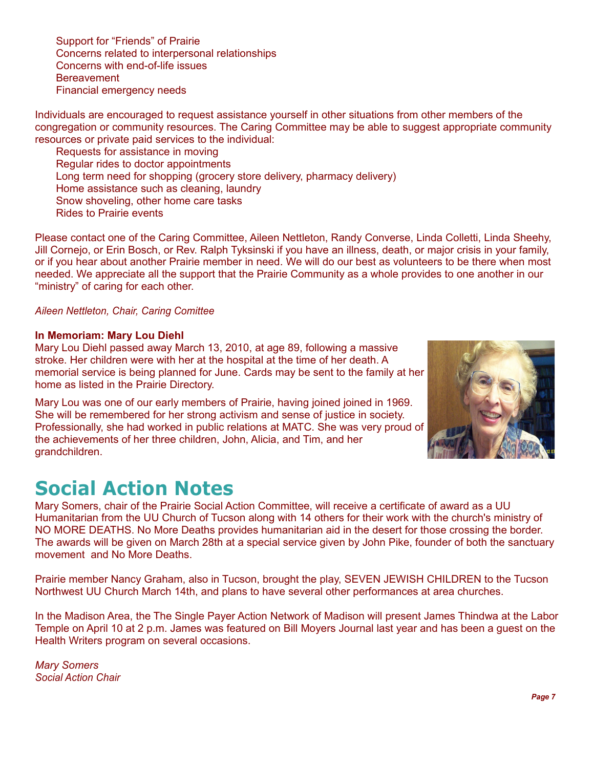- Support for "Friends" of Prairie
- Concerns related to interpersonal relationships
- Concerns with end-of-life issues
- Bereavement
- Financial emergency needs

Individuals are encouraged to request assistance yourself in other situations from other members of the congregation or community resources. The Caring Committee may be able to suggest appropriate community resources or private paid services to the individual:

- Requests for assistance in moving
- Regular rides to doctor appointments
- Long term need for shopping (grocery store delivery, pharmacy delivery)
- Home assistance such as cleaning, laundry
- Snow shoveling, other home care tasks
- Rides to Prairie events

Please contact one of the Caring Committee, Aileen Nettleton, Randy Converse, Linda Colletti, Linda Sheehy, Jill Cornejo, or Erin Bosch, or Rev. Ralph Tyksinski if you have an illness, death, or major crisis in your family, or if you hear about another Prairie member in need. We will do our best as volunteers to be there when most needed. We appreciate all the support that the Prairie Community as a whole provides to one another in our "ministry" of caring for each other.

*Aileen Nettleton, Chair, Caring Comittee*

**In Memoriam: Mary Lou Diehl**

Mary Lou Diehl passed away March 13, 2010, at age 89, following a massive stroke. Her children were with her at the hospital at the time of her death. A memorial service is being planned for June. Cards may be sent to the family at her home as listed in the Prairie Directory.

Mary Lou was one of our early members of Prairie, having joined joined in 1969. She will be remembered for her strong activism and sense of justice in society. Professionally, she had worked in public relations at MATC. She was very proud of the achievements of her three children, John, Alicia, and Tim, and her grandchildren.

# Social Action Notes

Mary Somers, chair of the Prairie Social Action Committee, will receive a certificate of award as a UU Humanitarian from the UU Church of Tucson along with 14 others for their work with the church's ministry of NO MORE DEATHS. No More Deaths provides humanitarian aid in the desert for those crossing the border. The awards will be given on March 28th at a special service given by John Pike, founder of both the sanctuary movement and No More Deaths.

Prairie member Nancy Graham, also in Tucson, brought the play, SEVEN JEWISH CHILDREN to the Tucson Northwest UU Church March 14th, and plans to have several other performances at area churches.

In the Madison Area, the The Single Payer Action Network of Madison will present James Thindwa at the Labor Temple on April 10 at 2 p.m. James was featured on Bill Moyers Journal last year and has been a guest on the Health Writers program on several occasions.

*Mary Somers*
*Social Action Chair*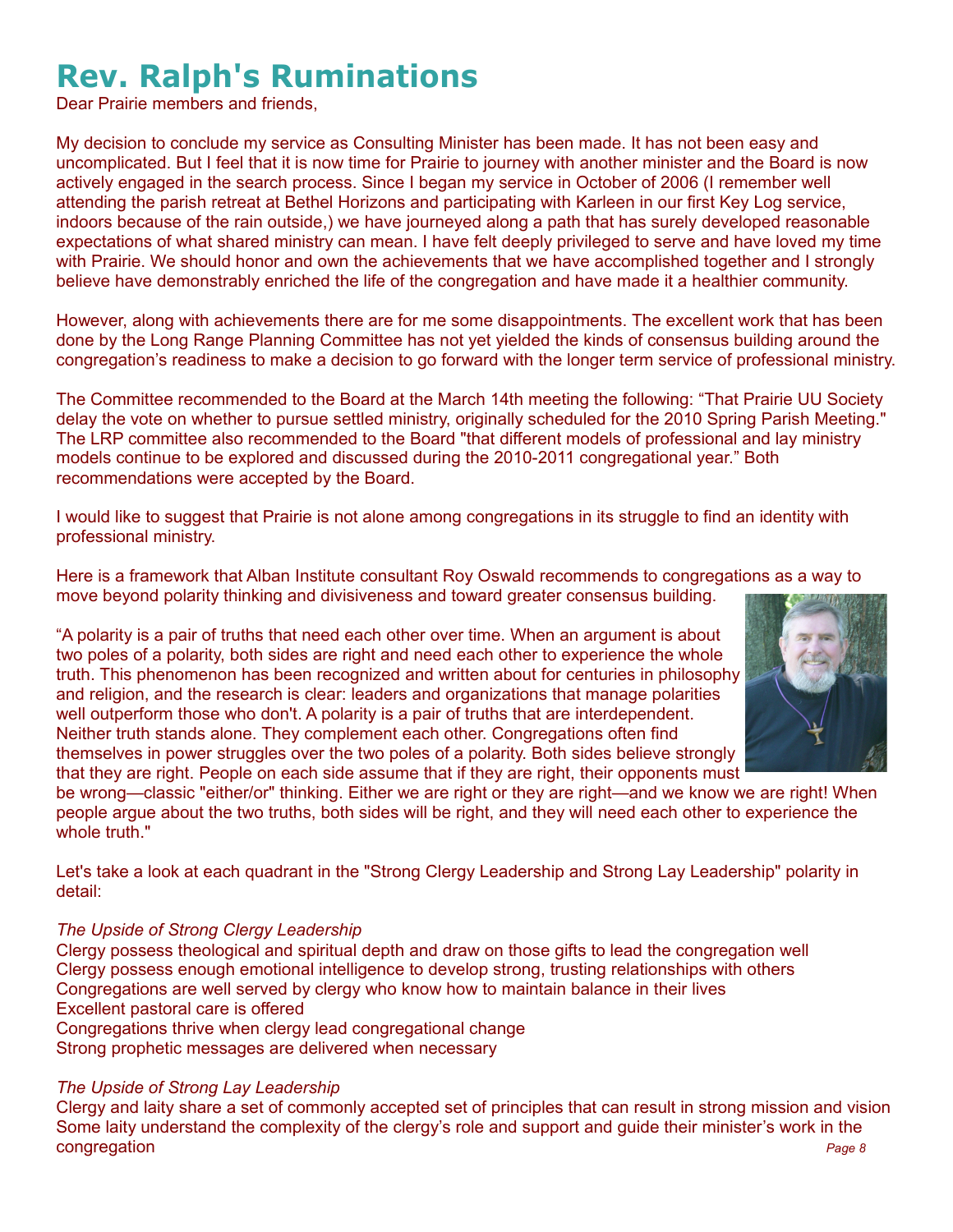# Rev. Ralph's Ruminations

Dear Prairie members and friends,

My decision to conclude my service as Consulting Minister has been made. It has not been easy and uncomplicated. But I feel that it is now time for Prairie to journey with another minister and the Board is now actively engaged in the search process. Since I began my service in October of 2006 (I remember well attending the parish retreat at Bethel Horizons and participating with Karleen in our first Key Log service, indoors because of the rain outside,) we have journeyed along a path that has surely developed reasonable expectations of what shared ministry can mean. I have felt deeply privileged to serve and have loved my time with Prairie. We should honor and own the achievements that we have accomplished together and I strongly believe have demonstrably enriched the life of the congregation and have made it a healthier community.

However, along with achievements there are for me some disappointments. The excellent work that has been done by the Long Range Planning Committee has not yet yielded the kinds of consensus building around the congregation's readiness to make a decision to go forward with the longer term service of professional ministry.

The Committee recommended to the Board at the March 14th meeting the following: "That Prairie UU Society delay the vote on whether to pursue settled ministry, originally scheduled for the 2010 Spring Parish Meeting." The LRP committee also recommended to the Board "that different models of professional and lay ministry models continue to be explored and discussed during the 2010-2011 congregational year." Both recommendations were accepted by the Board.

I would like to suggest that Prairie is not alone among congregations in its struggle to find an identity with professional ministry.

Here is a framework that Alban Institute consultant Roy Oswald recommends to congregations as a way to move beyond polarity thinking and divisiveness and toward greater consensus building.

"A polarity is a pair of truths that need each other over time. When an argument is about two poles of a polarity, both sides are right and need each other to experience the whole truth. This phenomenon has been recognized and written about for centuries in philosophy and religion, and the research is clear: leaders and organizations that manage polarities well outperform those who don't. A polarity is a pair of truths that are interdependent. Neither truth stands alone. They complement each other. Congregations often find themselves in power struggles over the two poles of a polarity. Both sides believe strongly that they are right. People on each side assume that if they are right, their opponents must be wrong—classic "either/or" thinking. Either we are right or they are right—and we know we are right! When people argue about the two truths, both sides will be right, and they will need each other to experience the whole truth."

Let's take a look at each quadrant in the "Strong Clergy Leadership and Strong Lay Leadership" polarity in detail:

*The Upside of Strong Clergy Leadership*

Clergy possess theological and spiritual depth and draw on those gifts to lead the congregation well
Clergy possess enough emotional intelligence to develop strong, trusting relationships with others
Congregations are well served by clergy who know how to maintain balance in their lives
Excellent pastoral care is offered
Congregations thrive when clergy lead congregational change
Strong prophetic messages are delivered when necessary

*The Upside of Strong Lay Leadership*

Clergy and laity share a set of commonly accepted set of principles that can result in strong mission and vision
Some laity understand the complexity of the clergy's role and support and guide their minister's work in the congregation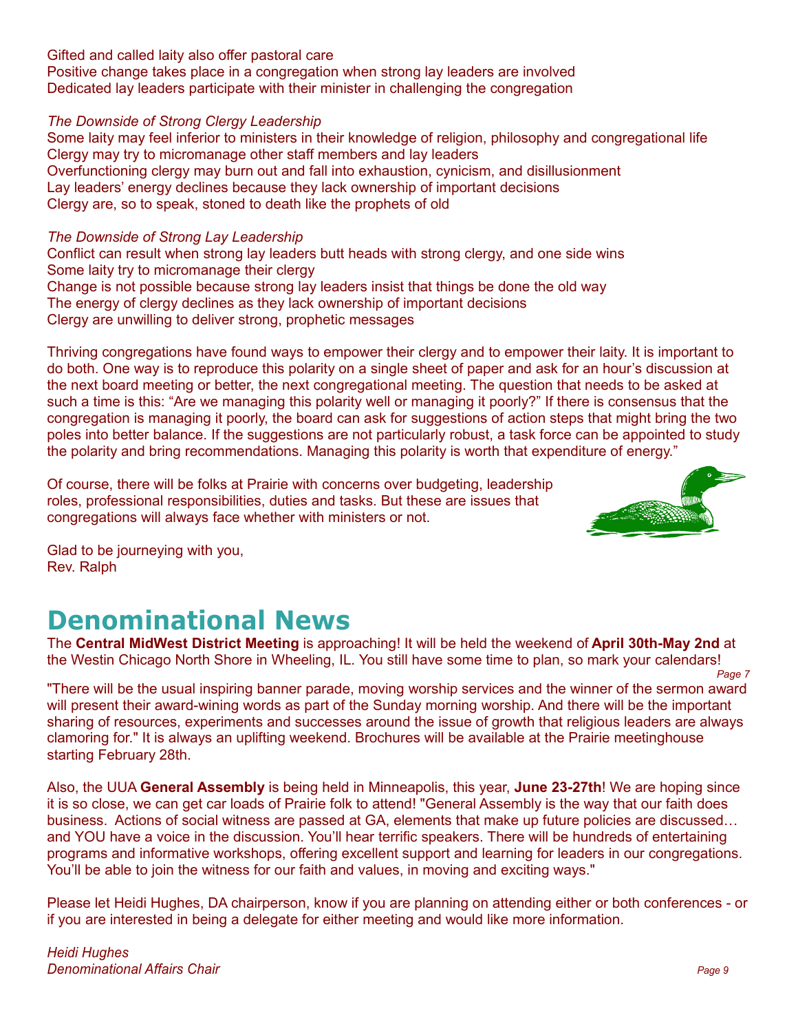Gifted and called laity also offer pastoral care
Positive change takes place in a congregation when strong lay leaders are involved
Dedicated lay leaders participate with their minister in challenging the congregation

*The Downside of Strong Clergy Leadership*
Some laity may feel inferior to ministers in their knowledge of religion, philosophy and congregational life
Clergy may try to micromanage other staff members and lay leaders
Overfunctioning clergy may burn out and fall into exhaustion, cynicism, and disillusionment
Lay leaders' energy declines because they lack ownership of important decisions
Clergy are, so to speak, stoned to death like the prophets of old

*The Downside of Strong Lay Leadership*
Conflict can result when strong lay leaders butt heads with strong clergy, and one side wins
Some laity try to micromanage their clergy
Change is not possible because strong lay leaders insist that things be done the old way
The energy of clergy declines as they lack ownership of important decisions
Clergy are unwilling to deliver strong, prophetic messages

Thriving congregations have found ways to empower their clergy and to empower their laity. It is important to do both. One way is to reproduce this polarity on a single sheet of paper and ask for an hour's discussion at the next board meeting or better, the next congregational meeting. The question that needs to be asked at such a time is this: "Are we managing this polarity well or managing it poorly?" If there is consensus that the congregation is managing it poorly, the board can ask for suggestions of action steps that might bring the two poles into better balance. If the suggestions are not particularly robust, a task force can be appointed to study the polarity and bring recommendations. Managing this polarity is worth that expenditure of energy."

Of course, there will be folks at Prairie with concerns over budgeting, leadership roles, professional responsibilities, duties and tasks. But these are issues that congregations will always face whether with ministers or not.

Glad to be journeying with you,
Rev. Ralph

# Denominational News

The **Central MidWest District Meeting** is approaching! It will be held the weekend of **April 30th-May 2nd** at the Westin Chicago North Shore in Wheeling, IL. You still have some time to plan, so mark your calendars!

"There will be the usual inspiring banner parade, moving worship services and the winner of the sermon award will present their award-wining words as part of the Sunday morning worship. And there will be the important sharing of resources, experiments and successes around the issue of growth that religious leaders are always clamoring for." It is always an uplifting weekend. Brochures will be available at the Prairie meetinghouse starting February 28th.

Also, the UUA **General Assembly** is being held in Minneapolis, this year, **June 23-27th**! We are hoping since it is so close, we can get car loads of Prairie folk to attend! "General Assembly is the way that our faith does business. Actions of social witness are passed at GA, elements that make up future policies are discussed… and YOU have a voice in the discussion. You'll hear terrific speakers. There will be hundreds of entertaining programs and informative workshops, offering excellent support and learning for leaders in our congregations. You'll be able to join the witness for our faith and values, in moving and exciting ways."

Please let Heidi Hughes, DA chairperson, know if you are planning on attending either or both conferences - or if you are interested in being a delegate for either meeting and would like more information.

*Heidi Hughes*
*Denominational Affairs Chair*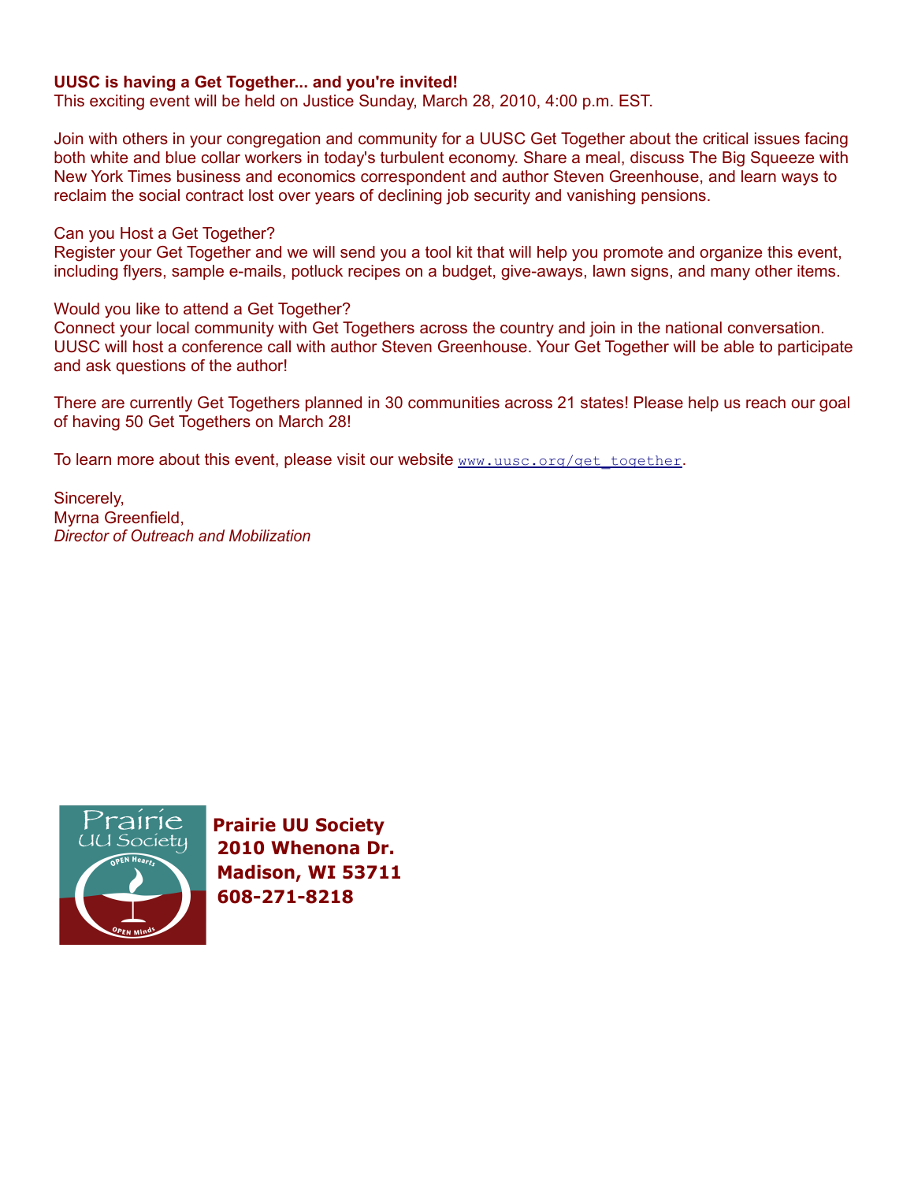**UUSC is having a Get Together... and you're invited!**
This exciting event will be held on Justice Sunday, March 28, 2010, 4:00 p.m. EST.

Join with others in your congregation and community for a UUSC Get Together about the critical issues facing both white and blue collar workers in today's turbulent economy. Share a meal, discuss The Big Squeeze with New York Times business and economics correspondent and author Steven Greenhouse, and learn ways to reclaim the social contract lost over years of declining job security and vanishing pensions.

Can you Host a Get Together?
Register your Get Together and we will send you a tool kit that will help you promote and organize this event, including flyers, sample e-mails, potluck recipes on a budget, give-aways, lawn signs, and many other items.

Would you like to attend a Get Together?
Connect your local community with Get Togethers across the country and join in the national conversation. UUSC will host a conference call with author Steven Greenhouse. Your Get Together will be able to participate and ask questions of the author!

There are currently Get Togethers planned in 30 communities across 21 states! Please help us reach our goal of having 50 Get Togethers on March 28!

To learn more about this event, please visit our website www.uusc.org/get_together.

Sincerely,
Myrna Greenfield,
*Director of Outreach and Mobilization*

Prairie UU Society
OPEN Hearts
OPEN Minds

**Prairie UU Society**
**2010 Whenona Dr.**
**Madison, WI 53711**
**608-271-8218**